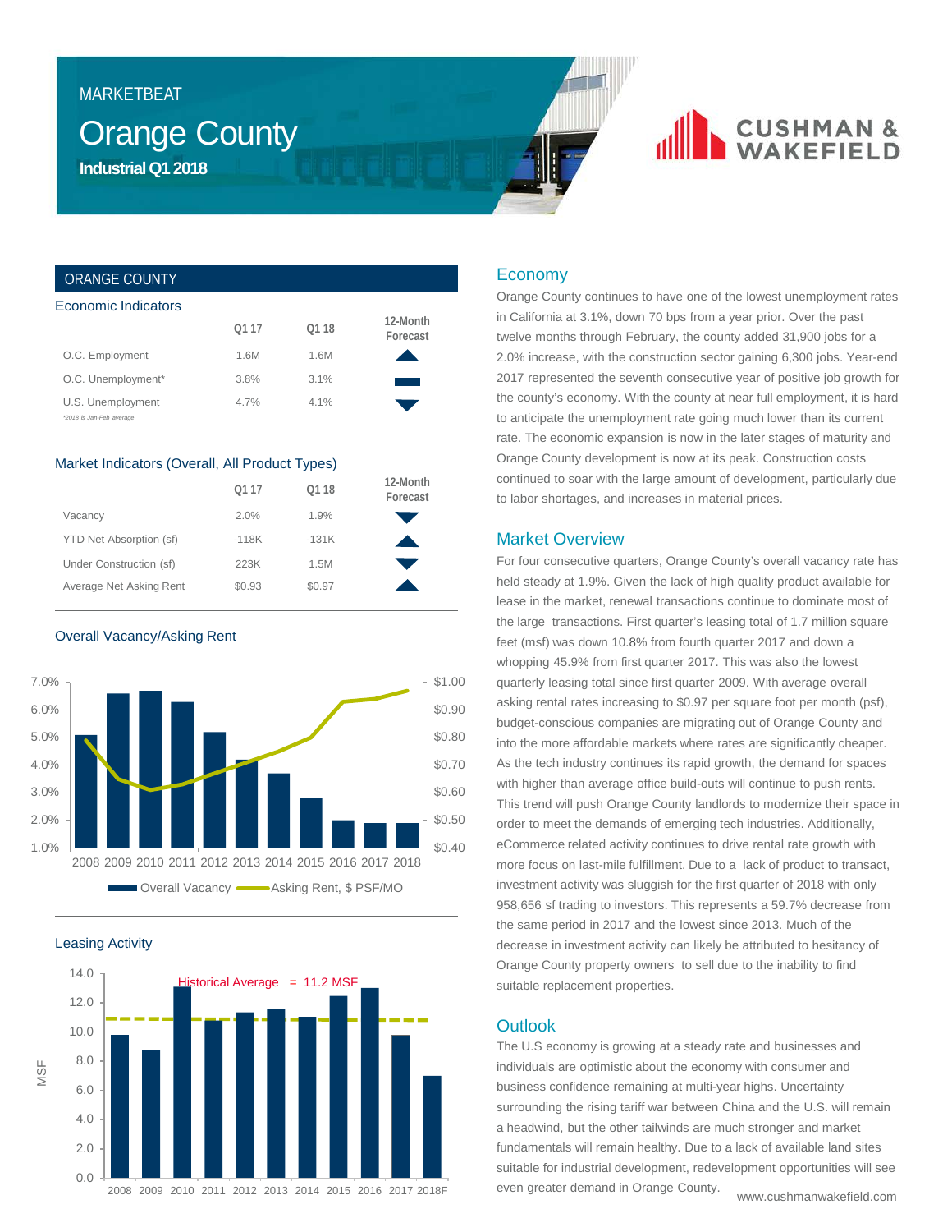MARKETBEAT

# Orange County

**Industrial Q1 2018**

CUSHMAN & WAKEFIELD

## ORANGE COUNTY

### Economic Indicators

| | Q1 17 | Q1 18 | 12-Month Forecast |
|---|---|---|---|
| O.C. Employment | 1.6M | 1.6M | ▲ |
| O.C. Unemployment* | 3.8% | 3.1% | ▬ |
| U.S. Unemployment | 4.7% | 4.1% | ▼ |

*2018 is Jan-Feb average

### Market Indicators (Overall, All Product Types)

| | Q1 17 | Q1 18 | 12-Month Forecast |
|---|---|---|---|
| Vacancy | 2.0% | 1.9% | ▼ |
| YTD Net Absorption (sf) | -118K | -131K | ▲ |
| Under Construction (sf) | 223K | 1.5M | ▼ |
| Average Net Asking Rent | $0.93 | $0.97 | ▲ |

### Overall Vacancy/Asking Rent

7.0%
6.0%
5.0%
4.0%
3.0%
2.0%
1.0%

$1.00
$0.90
$0.80
$0.70
$0.60
$0.50
$0.40

2008 2009 2010 2011 2012 2013 2014 2015 2016 2017 2018

Overall Vacancy
Asking Rent, $ PSF/MO

### Leasing Activity

Historical Average = 11.2 MSF

MSF

14.0
12.0
10.0
8.0
6.0
4.0
2.0
0.0

2008 2009 2010 2011 2012 2013 2014 2015 2016 2017 2018F

## Economy

Orange County continues to have one of the lowest unemployment rates in California at 3.1%, down 70 bps from a year prior. Over the past twelve months through February, the county added 31,900 jobs for a 2.0% increase, with the construction sector gaining 6,300 jobs. Year-end 2017 represented the seventh consecutive year of positive job growth for the county's economy. With the county at near full employment, it is hard to anticipate the unemployment rate going much lower than its current rate. The economic expansion is now in the later stages of maturity and Orange County development is now at its peak. Construction costs continued to soar with the large amount of development, particularly due to labor shortages, and increases in material prices.

## Market Overview

For four consecutive quarters, Orange County's overall vacancy rate has held steady at 1.9%. Given the lack of high quality product available for lease in the market, renewal transactions continue to dominate most of the large transactions. First quarter's leasing total of 1.7 million square feet (msf) was down 10.8% from fourth quarter 2017 and down a whopping 45.9% from first quarter 2017. This was also the lowest quarterly leasing total since first quarter 2009. With average overall asking rental rates increasing to $0.97 per square foot per month (psf), budget-conscious companies are migrating out of Orange County and into the more affordable markets where rates are significantly cheaper. As the tech industry continues its rapid growth, the demand for spaces with higher than average office build-outs will continue to push rents. This trend will push Orange County landlords to modernize their space in order to meet the demands of emerging tech industries. Additionally, eCommerce related activity continues to drive rental rate growth with more focus on last-mile fulfillment. Due to a lack of product to transact, investment activity was sluggish for the first quarter of 2018 with only 958,656 sf trading to investors. This represents a 59.7% decrease from the same period in 2017 and the lowest since 2013. Much of the decrease in investment activity can likely be attributed to hesitancy of Orange County property owners to sell due to the inability to find suitable replacement properties.

## Outlook

The U.S economy is growing at a steady rate and businesses and individuals are optimistic about the economy with consumer and business confidence remaining at multi-year highs. Uncertainty surrounding the rising tariff war between China and the U.S. will remain a headwind, but the other tailwinds are much stronger and market fundamentals will remain healthy. Due to a lack of available land sites suitable for industrial development, redevelopment opportunities will see even greater demand in Orange County.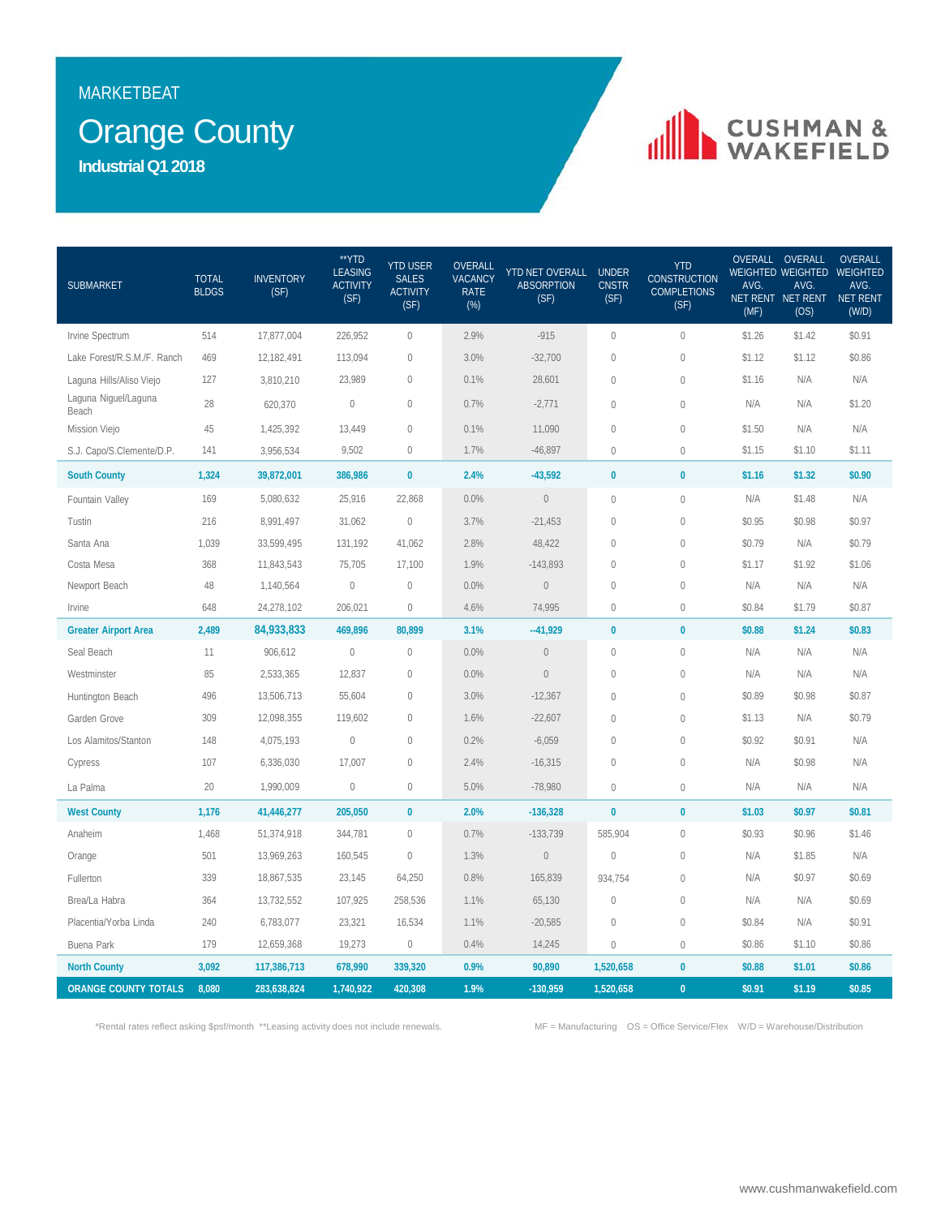MARKETBEAT

# Orange County

**Industrial Q1 2018**

| SUBMARKET | TOTAL BLDGS | INVENTORY (SF) | **YTD LEASING ACTIVITY (SF) | YTD USER SALES ACTIVITY (SF) | OVERALL VACANCY RATE (%) | YTD NET OVERALL ABSORPTION (SF) | UNDER CNSTR (SF) | YTD CONSTRUCTION COMPLETIONS (SF) | OVERALL WEIGHTED AVG. NET RENT (MF) | OVERALL WEIGHTED AVG. NET RENT (OS) | OVERALL WEIGHTED AVG. NET RENT (W/D) |
|---|---|---|---|---|---|---|---|---|---|---|---|
| Irvine Spectrum | 514 | 17,877,004 | 226,952 | 0 | 2.9% | -915 | 0 | 0 | $1.26 | $1.42 | $0.91 |
| Lake Forest/R.S.M./F. Ranch | 469 | 12,182,491 | 113,094 | 0 | 3.0% | -32,700 | 0 | 0 | $1.12 | $1.12 | $0.86 |
| Laguna Hills/Aliso Viejo | 127 | 3,810,210 | 23,989 | 0 | 0.1% | 28,601 | 0 | 0 | $1.16 | N/A | N/A |
| Laguna Niguel/Laguna Beach | 28 | 620,370 | 0 | 0 | 0.7% | -2,771 | 0 | 0 | N/A | N/A | $1.20 |
| Mission Viejo | 45 | 1,425,392 | 13,449 | 0 | 0.1% | 11,090 | 0 | 0 | $1.50 | N/A | N/A |
| S.J. Capo/S.Clemente/D.P. | 141 | 3,956,534 | 9,502 | 0 | 1.7% | -46,897 | 0 | 0 | $1.15 | $1.10 | $1.11 |
| **South County** | **1,324** | **39,872,001** | **386,986** | **0** | **2.4%** | **-43,592** | **0** | **0** | **$1.16** | **$1.32** | **$0.90** |
| Fountain Valley | 169 | 5,080,632 | 25,916 | 22,868 | 0.0% | 0 | 0 | 0 | N/A | $1.48 | N/A |
| Tustin | 216 | 8,991,497 | 31,062 | 0 | 3.7% | -21,453 | 0 | 0 | $0.95 | $0.98 | $0.97 |
| Santa Ana | 1,039 | 33,599,495 | 131,192 | 41,062 | 2.8% | 48,422 | 0 | 0 | $0.79 | N/A | $0.79 |
| Costa Mesa | 368 | 11,843,543 | 75,705 | 17,100 | 1.9% | -143,893 | 0 | 0 | $1.17 | $1.92 | $1.06 |
| Newport Beach | 48 | 1,140,564 | 0 | 0 | 0.0% | 0 | 0 | 0 | N/A | N/A | N/A |
| Irvine | 648 | 24,278,102 | 206,021 | 0 | 4.6% | 74,995 | 0 | 0 | $0.84 | $1.79 | $0.87 |
| **Greater Airport Area** | **2,489** | **84,933,833** | **469,896** | **80,899** | **3.1%** | **--41,929** | **0** | **0** | **$0.88** | **$1.24** | **$0.83** |
| Seal Beach | 11 | 906,612 | 0 | 0 | 0.0% | 0 | 0 | 0 | N/A | N/A | N/A |
| Westminster | 85 | 2,533,365 | 12,837 | 0 | 0.0% | 0 | 0 | 0 | N/A | N/A | N/A |
| Huntington Beach | 496 | 13,506,713 | 55,604 | 0 | 3.0% | -12,367 | 0 | 0 | $0.89 | $0.98 | $0.87 |
| Garden Grove | 309 | 12,098,355 | 119,602 | 0 | 1.6% | -22,607 | 0 | 0 | $1.13 | N/A | $0.79 |
| Los Alamitos/Stanton | 148 | 4,075,193 | 0 | 0 | 0.2% | -6,059 | 0 | 0 | $0.92 | $0.91 | N/A |
| Cypress | 107 | 6,336,030 | 17,007 | 0 | 2.4% | -16,315 | 0 | 0 | N/A | $0.98 | N/A |
| La Palma | 20 | 1,990,009 | 0 | 0 | 5.0% | -78,980 | 0 | 0 | N/A | N/A | N/A |
| **West County** | **1,176** | **41,446,277** | **205,050** | **0** | **2.0%** | **-136,328** | **0** | **0** | **$1.03** | **$0.97** | **$0.81** |
| Anaheim | 1,468 | 51,374,918 | 344,781 | 0 | 0.7% | -133,739 | 585,904 | 0 | $0.93 | $0.96 | $1.46 |
| Orange | 501 | 13,969,263 | 160,545 | 0 | 1.3% | 0 | 0 | 0 | N/A | $1.85 | N/A |
| Fullerton | 339 | 18,867,535 | 23,145 | 64,250 | 0.8% | 165,839 | 934,754 | 0 | N/A | $0.97 | $0.69 |
| Brea/La Habra | 364 | 13,732,552 | 107,925 | 258,536 | 1.1% | 65,130 | 0 | 0 | N/A | N/A | $0.69 |
| Placentia/Yorba Linda | 240 | 6,783,077 | 23,321 | 16,534 | 1.1% | -20,585 | 0 | 0 | $0.84 | N/A | $0.91 |
| Buena Park | 179 | 12,659,368 | 19,273 | 0 | 0.4% | 14,245 | 0 | 0 | $0.86 | $1.10 | $0.86 |
| **North County** | **3,092** | **117,386,713** | **678,990** | **339,320** | **0.9%** | **90,890** | **1,520,658** | **0** | **$0.88** | **$1.01** | **$0.86** |
| **ORANGE COUNTY TOTALS** | **8,080** | **283,638,824** | **1,740,922** | **420,308** | **1.9%** | **-130,959** | **1,520,658** | **0** | **$0.91** | **$1.19** | **$0.85** |

*Rental rates reflect asking $psf/month **Leasing activity does not include renewals.

MF = Manufacturing OS = Office Service/Flex W/D = Warehouse/Distribution

www.cushmanwakefield.com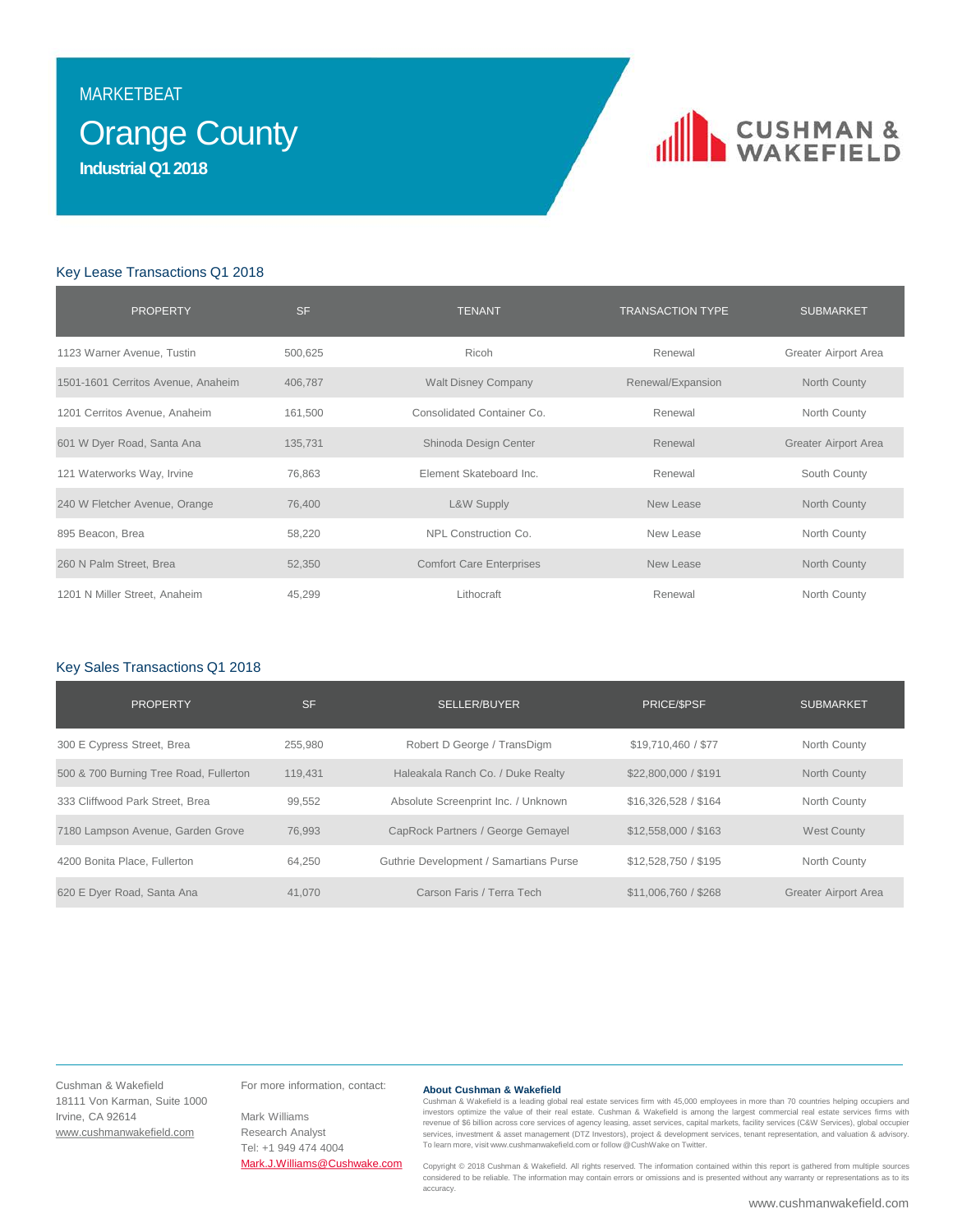MARKETBEAT

# Orange County

**Industrial Q1 2018**

CUSHMAN & WAKEFIELD

## Key Lease Transactions Q1 2018

| PROPERTY | SF | TENANT | TRANSACTION TYPE | SUBMARKET |
|---|---|---|---|---|
| 1123 Warner Avenue, Tustin | 500,625 | Ricoh | Renewal | Greater Airport Area |
| 1501-1601 Cerritos Avenue, Anaheim | 406,787 | Walt Disney Company | Renewal/Expansion | North County |
| 1201 Cerritos Avenue, Anaheim | 161,500 | Consolidated Container Co. | Renewal | North County |
| 601 W Dyer Road, Santa Ana | 135,731 | Shinoda Design Center | Renewal | Greater Airport Area |
| 121 Waterworks Way, Irvine | 76,863 | Element Skateboard Inc. | Renewal | South County |
| 240 W Fletcher Avenue, Orange | 76,400 | L&W Supply | New Lease | North County |
| 895 Beacon, Brea | 58,220 | NPL Construction Co. | New Lease | North County |
| 260 N Palm Street, Brea | 52,350 | Comfort Care Enterprises | New Lease | North County |
| 1201 N Miller Street, Anaheim | 45,299 | Lithocraft | Renewal | North County |

## Key Sales Transactions Q1 2018

| PROPERTY | SF | SELLER/BUYER | PRICE/$PSF | SUBMARKET |
|---|---|---|---|---|
| 300 E Cypress Street, Brea | 255,980 | Robert D George / TransDigm | $19,710,460 / $77 | North County |
| 500 & 700 Burning Tree Road, Fullerton | 119,431 | Haleakala Ranch Co. / Duke Realty | $22,800,000 / $191 | North County |
| 333 Cliffwood Park Street, Brea | 99,552 | Absolute Screenprint Inc. / Unknown | $16,326,528 / $164 | North County |
| 7180 Lampson Avenue, Garden Grove | 76,993 | CapRock Partners / George Gemayel | $12,558,000 / $163 | West County |
| 4200 Bonita Place, Fullerton | 64,250 | Guthrie Development / Samartians Purse | $12,528,750 / $195 | North County |
| 620 E Dyer Road, Santa Ana | 41,070 | Carson Faris / Terra Tech | $11,006,760 / $268 | Greater Airport Area |

Cushman & Wakefield
18111 Von Karman, Suite 1000
Irvine, CA 92614
www.cushmanwakefield.com

For more information, contact:

Mark Williams
Research Analyst
Tel: +1 949 474 4004
Mark.J.Williams@Cushwake.com

**About Cushman & Wakefield**

Cushman & Wakefield is a leading global real estate services firm with 45,000 employees in more than 70 countries helping occupiers and investors optimize the value of their real estate. Cushman & Wakefield is among the largest commercial real estate services firms with revenue of $6 billion across core services of agency leasing, asset services, capital markets, facility services (C&W Services), global occupier services, investment & asset management (DTZ Investors), project & development services, tenant representation, and valuation & advisory. To learn more, visit www.cushmanwakefield.com or follow @CushWake on Twitter.

Copyright © 2018 Cushman & Wakefield. All rights reserved. The information contained within this report is gathered from multiple sources considered to be reliable. The information may contain errors or omissions and is presented without any warranty or representations as to its accuracy.

www.cushmanwakefield.com